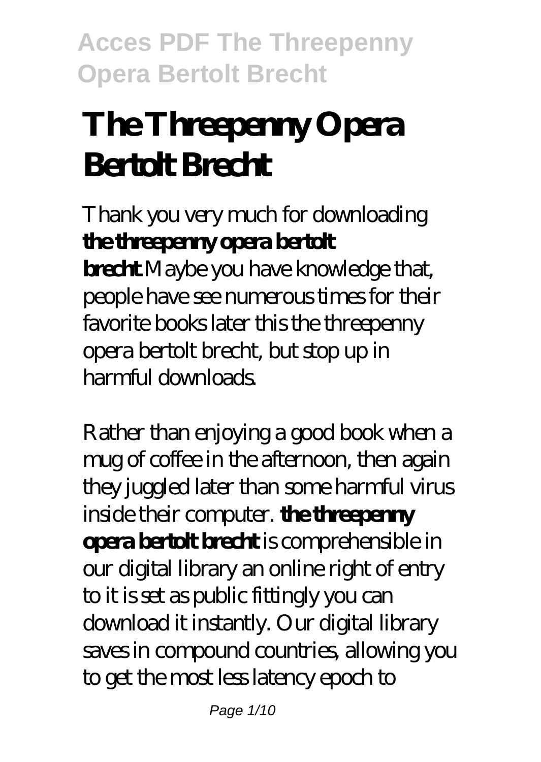# The Threepenny Opera Bertolt Brecht

Thank you very much for downloading **the threepenny opera bertolt brecht**. Maybe you have knowledge that, people have see numerous times for their favorite books later this the threepenny opera bertolt brecht, but stop up in harmful downloads.

Rather than enjoying a good book when a mug of coffee in the afternoon, then again they juggled later than some harmful virus inside their computer. **the threepenny opera bertolt brecht** is comprehensible in our digital library an online right of entry to it is set as public fittingly you can download it instantly. Our digital library saves in compound countries, allowing you to get the most less latency epoch to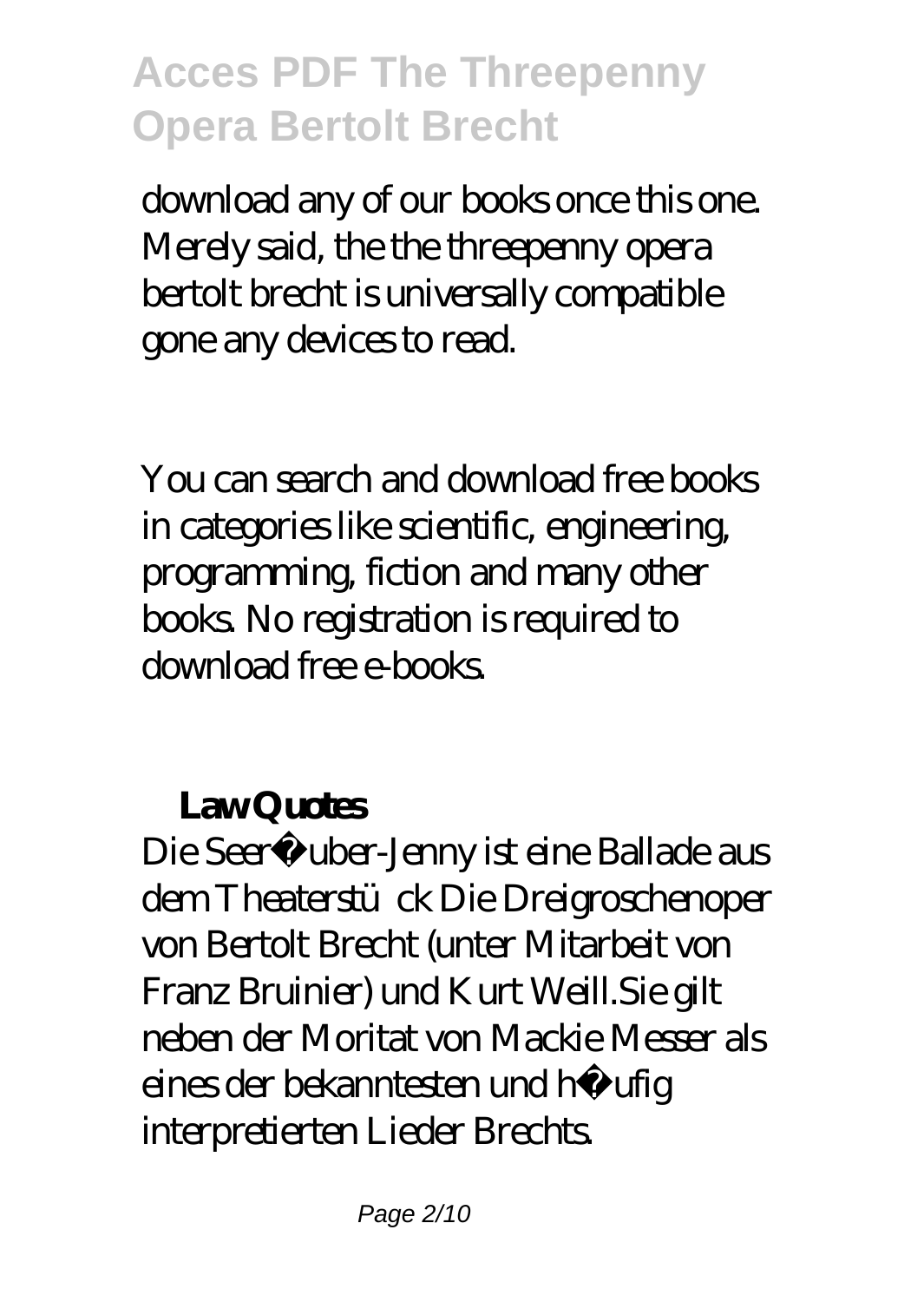download any of our books once this one. Merely said, the the threepenny opera bertolt brecht is universally compatible gone any devices to read.

You can search and download free books in categories like scientific, engineering, programming, fiction and many other books. No registration is required to download free e-books.

**Law Quotes**

Die Seeräuber-Jenny ist eine Ballade aus dem Theaterstück Die Dreigroschenoper von Bertolt Brecht (unter Mitarbeit von Franz Bruinier) und Kurt Weill.Sie gilt neben der Moritat von Mackie Messer als eines der bekanntesten und häufig interpretierten Lieder Brechts.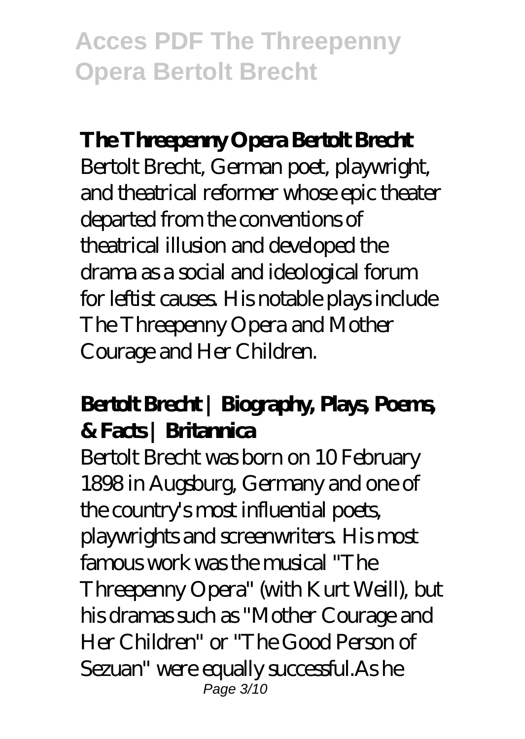### The Threepenny Opera Bertolt Brecht

Bertolt Brecht, German poet, playwright, and theatrical reformer whose epic theater departed from the conventions of theatrical illusion and developed the drama as a social and ideological forum for leftist causes. His notable plays include The Threepenny Opera and Mother Courage and Her Children.

### Bertolt Brecht | Biography, Plays, Poems, & Facts | Britannica

Bertolt Brecht was born on 10 February 1898 in Augsburg, Germany and one of the country's most influential poets, playwrights and screenwriters. His most famous work was the musical "The Threepenny Opera" (with Kurt Weill), but his dramas such as "Mother Courage and Her Children" or "The Good Person of Sezuan" were equally successful.As he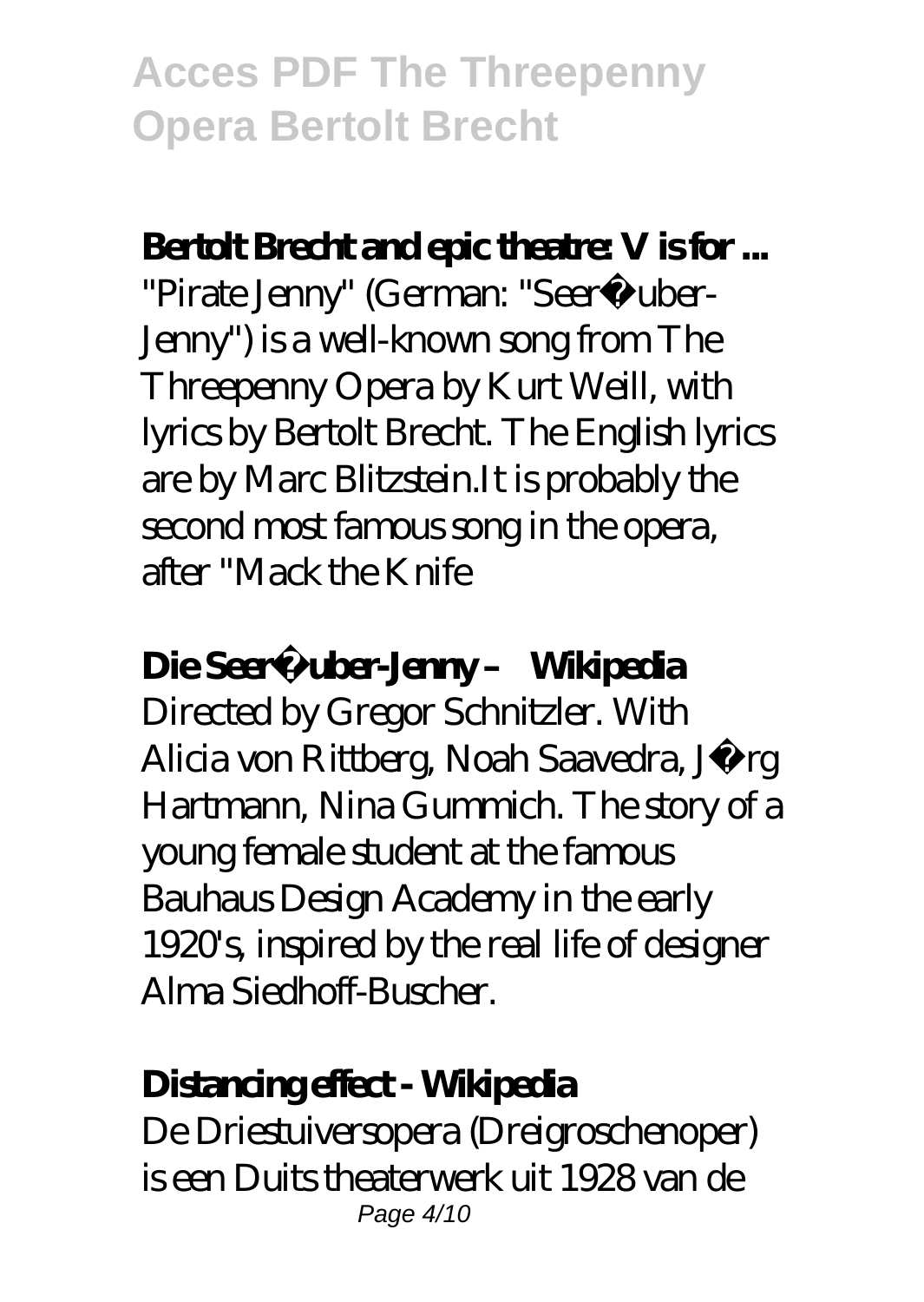**Bertolt Brecht and epic theatre: V is for ...**

"Pirate Jenny" (German: "Seeräuber-Jenny") is a well-known song from The Threepenny Opera by Kurt Weill, with lyrics by Bertolt Brecht. The English lyrics are by Marc Blitzstein.It is probably the second most famous song in the opera, after "Mack the Knife

**Die Seeräuber-Jenny – Wikipedia**

Directed by Gregor Schnitzler. With Alicia von Rittberg, Noah Saavedra, Jörg Hartmann, Nina Gummich. The story of a young female student at the famous Bauhaus Design Academy in the early 1920's, inspired by the real life of designer Alma Siedhoff-Buscher.

**Distancing effect - Wikipedia**

De Driestuiversopera (Dreigroschenoper) is een Duits theaterwerk uit 1928 van de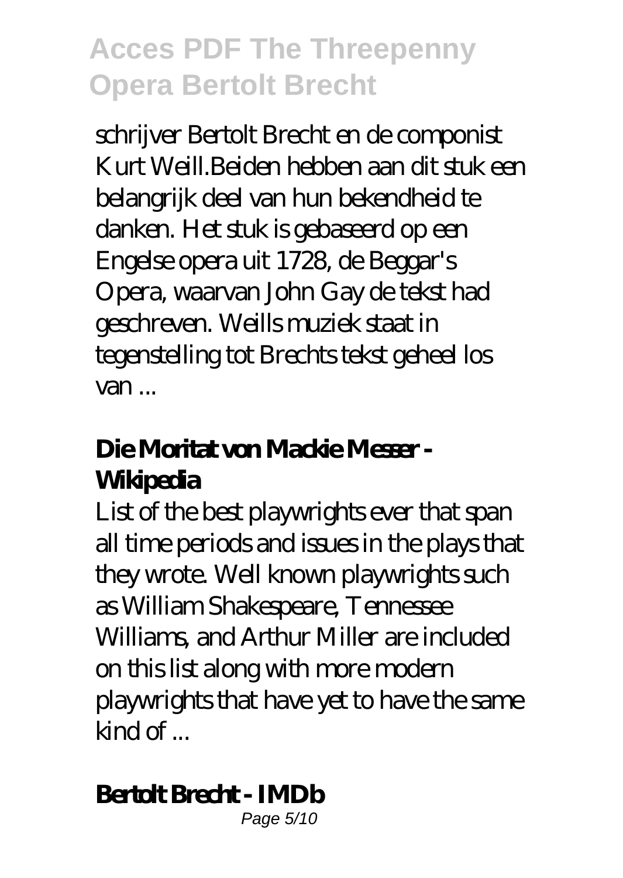schrijver Bertolt Brecht en de componist Kurt Weill.Beiden hebben aan dit stuk een belangrijk deel van hun bekendheid te danken. Het stuk is gebaseerd op een Engelse opera uit 1728, de Beggar's Opera, waarvan John Gay de tekst had geschreven. Weills muziek staat in tegenstelling tot Brechts tekst geheel los van ...

### Die Moritat von Mackie Messer - Wikipedia

List of the best playwrights ever that span all time periods and issues in the plays that they wrote. Well known playwrights such as William Shakespeare, Tennessee Williams, and Arthur Miller are included on this list along with more modern playwrights that have yet to have the same kind of ...

### Bertolt Brecht - IMDb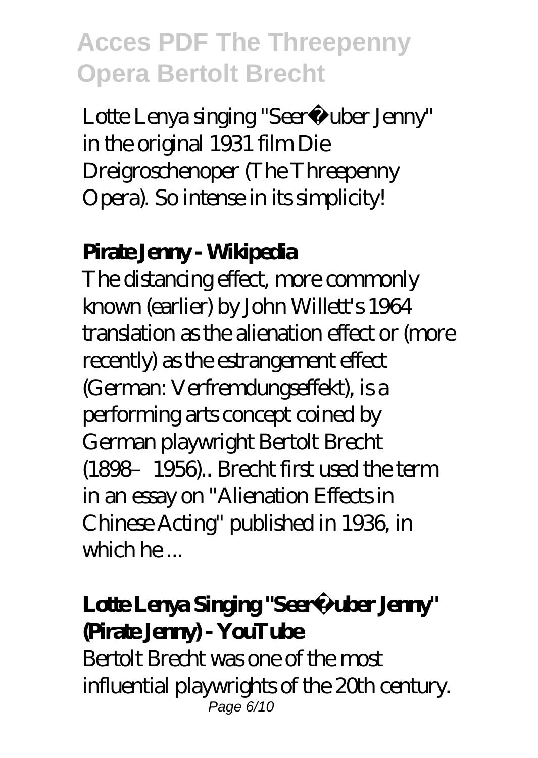Lotte Lenya singing "Seer�uber Jenny" in the original 1931 film Die Dreigroschenoper (The Threepenny Opera). So intense in its simplicity!

**Pirate Jenny - Wikipedia**

The distancing effect, more commonly known (earlier) by John Willett's 1964 translation as the alienation effect or (more recently) as the estrangement effect (German: Verfremdungseffekt), is a performing arts concept coined by German playwright Bertolt Brecht (1898–1956).. Brecht first used the term in an essay on "Alienation Effects in Chinese Acting" published in 1936, in which he ...

**Lotte Lenya Singing "Seer�uber Jenny" (Pirate Jenny) - YouTube**

Bertolt Brecht was one of the most influential playwrights of the 20th century.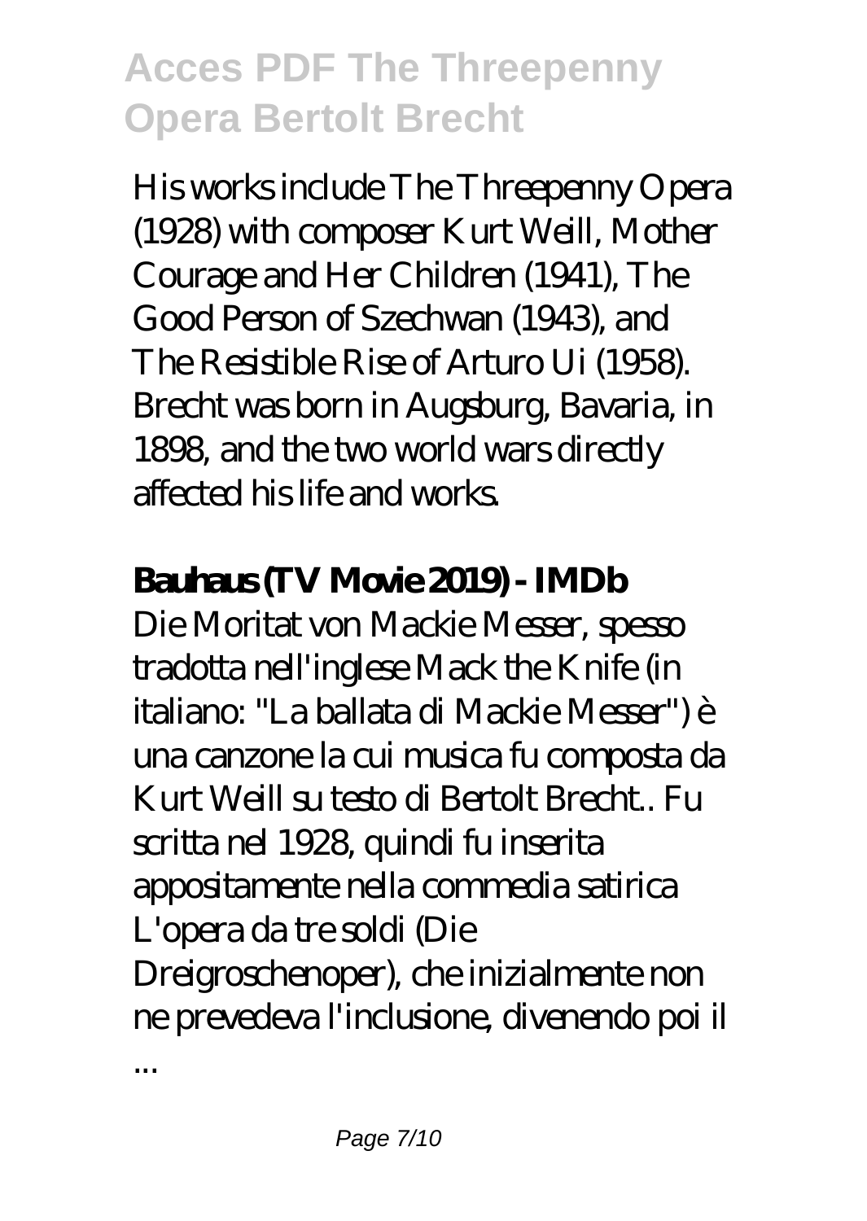His works include The Threepenny Opera (1928) with composer Kurt Weill, Mother Courage and Her Children (1941), The Good Person of Szechwan (1943), and The Resistible Rise of Arturo Ui (1958). Brecht was born in Augsburg, Bavaria, in 1898, and the two world wars directly affected his life and works.

**Bauhaus (TV Movie 2019) - IMDb**

Die Moritat von Mackie Messer, spesso tradotta nell'inglese Mack the Knife (in italiano: "La ballata di Mackie Messer") è una canzone la cui musica fu composta da Kurt Weill su testo di Bertolt Brecht.. Fu scritta nel 1928, quindi fu inserita appositamente nella commedia satirica L'opera da tre soldi (Die Dreigroschenoper), che inizialmente non ne prevedeva l'inclusione, divenendo poi il ...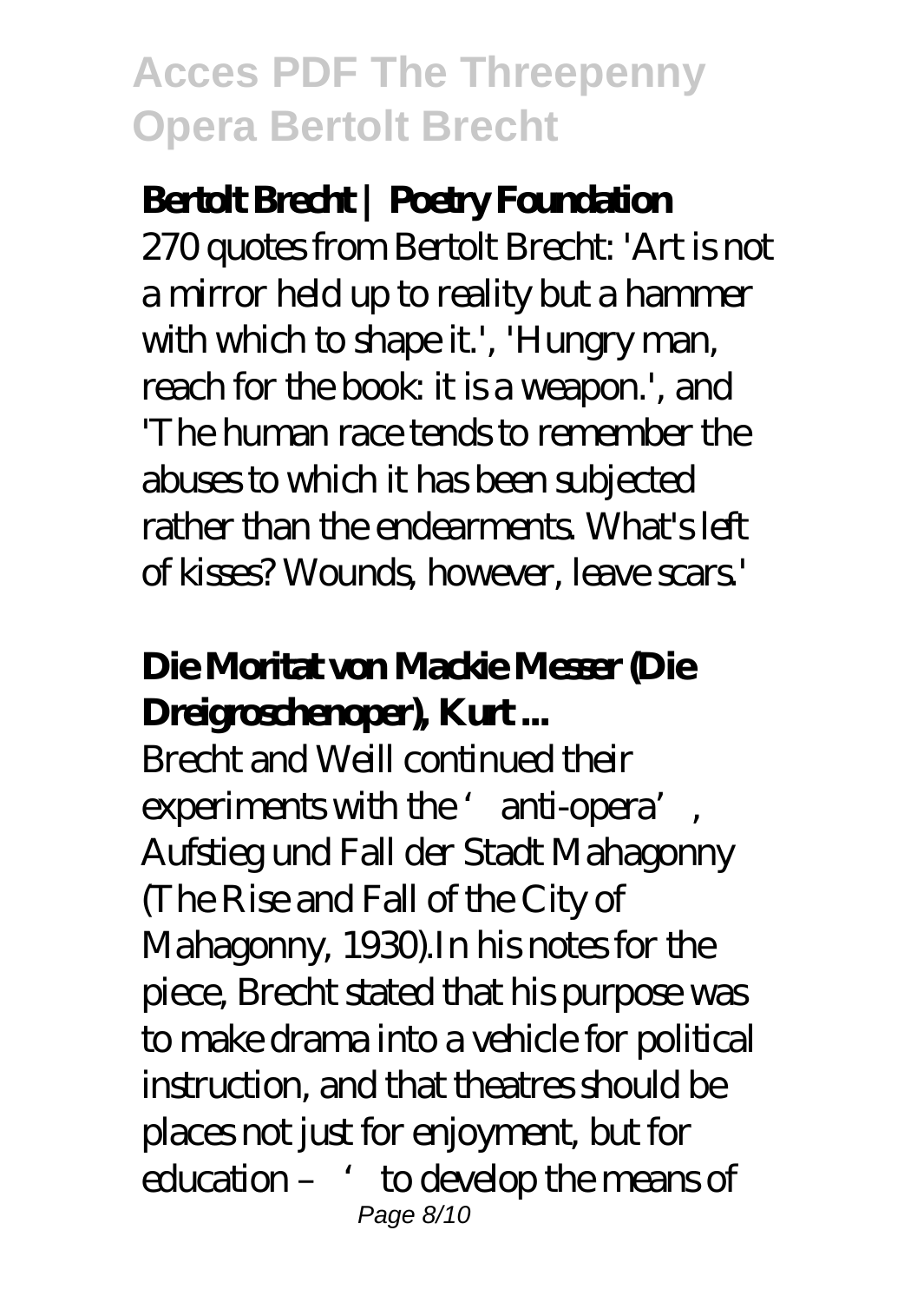### Bertolt Brecht | Poetry Foundation

270 quotes from Bertolt Brecht: 'Art is not a mirror held up to reality but a hammer with which to shape it.', 'Hungry man, reach for the book: it is a weapon.', and 'The human race tends to remember the abuses to which it has been subjected rather than the endearments. What's left of kisses? Wounds, however, leave scars.'

### Die Moritat von Mackie Messer (Die Dreigroschenoper), Kurt ...

Brecht and Weill continued their experiments with the 'anti-opera', Aufstieg und Fall der Stadt Mahagonny (The Rise and Fall of the City of Mahagonny, 1930).In his notes for the piece, Brecht stated that his purpose was to make drama into a vehicle for political instruction, and that theatres should be places not just for enjoyment, but for education – 'to develop the means of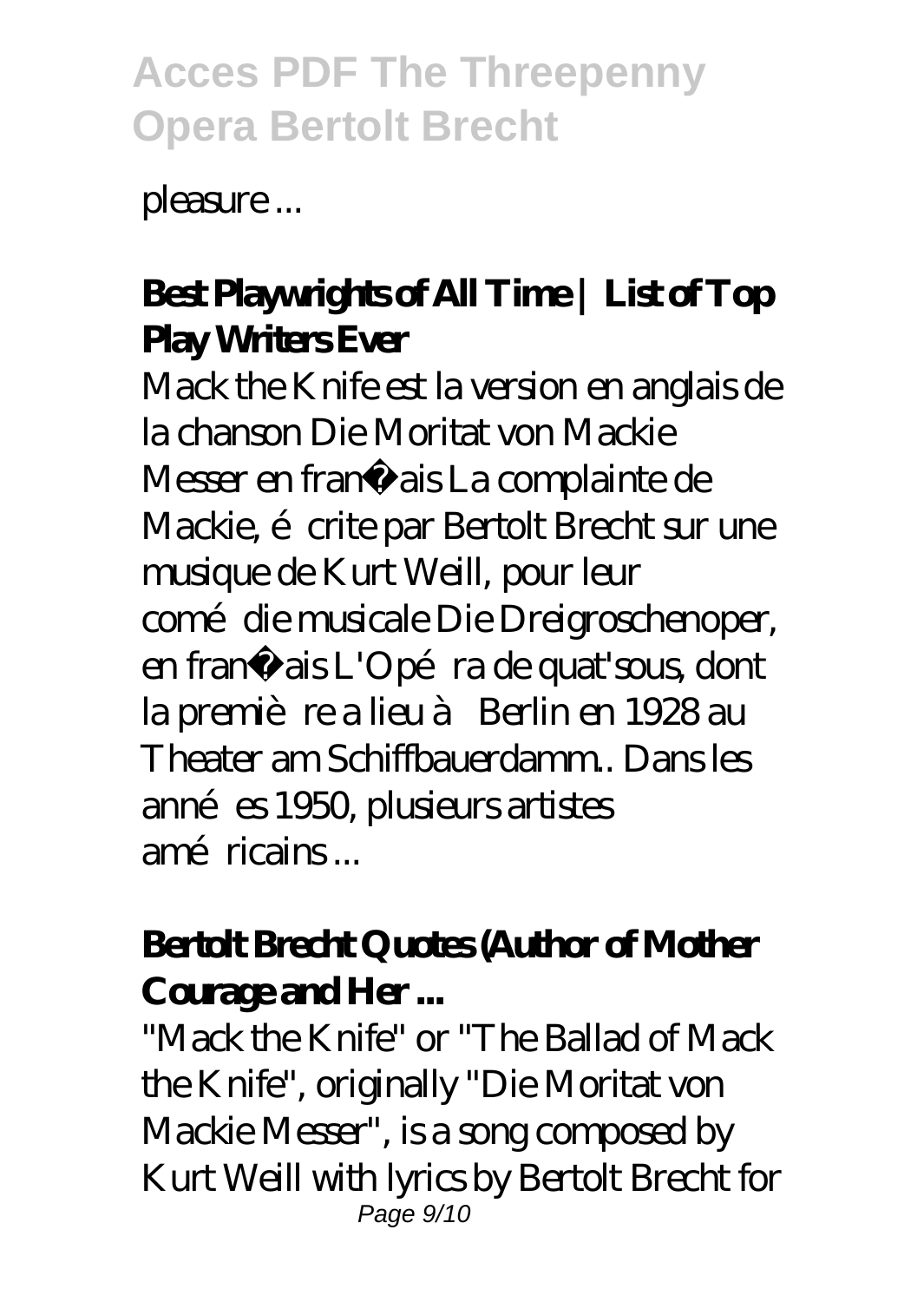pleasure ...

**Best Playwrights of All Time | List of Top Play Writers Ever**

Mack the Knife est la version en anglais de la chanson Die Moritat von Mackie Messer en français La complainte de Mackie, écrite par Bertolt Brecht sur une musique de Kurt Weill, pour leur comédie musicale Die Dreigroschenoper, en français L'Opéra de quat'sous, dont la première a lieu à Berlin en 1928 au Theater am Schiffbauerdamm.. Dans les années 1950, plusieurs artistes américains ...

**Bertolt Brecht Quotes (Author of Mother Courage and Her ...**

"Mack the Knife" or "The Ballad of Mack the Knife", originally "Die Moritat von Mackie Messer", is a song composed by Kurt Weill with lyrics by Bertolt Brecht for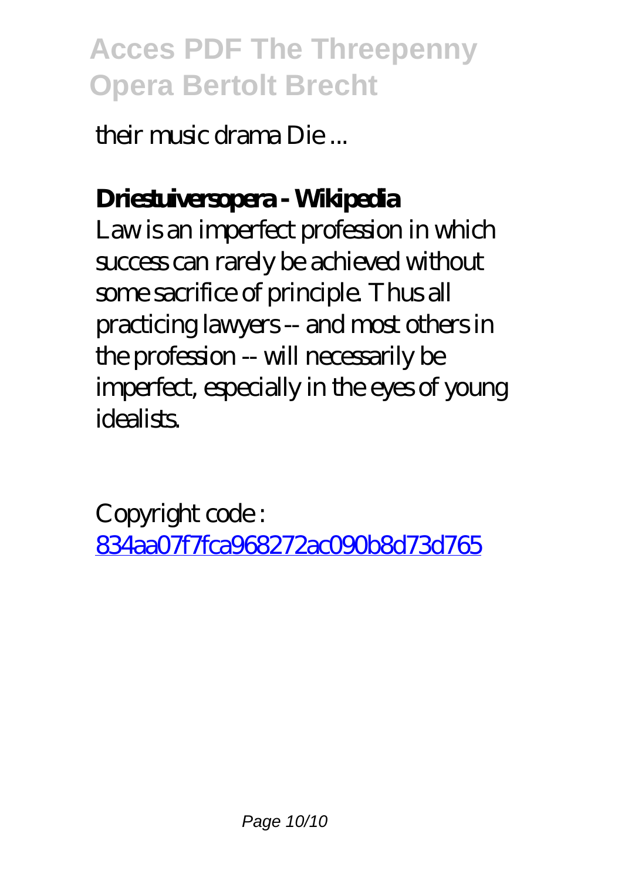their music drama Die ...

**Driestuiversopera - Wikipedia**

Law is an imperfect profession in which success can rarely be achieved without some sacrifice of principle. Thus all practicing lawyers -- and most others in the profession -- will necessarily be imperfect, especially in the eyes of young idealists.

Copyright code : 834aa07f7fca968272ac090b8d73d765